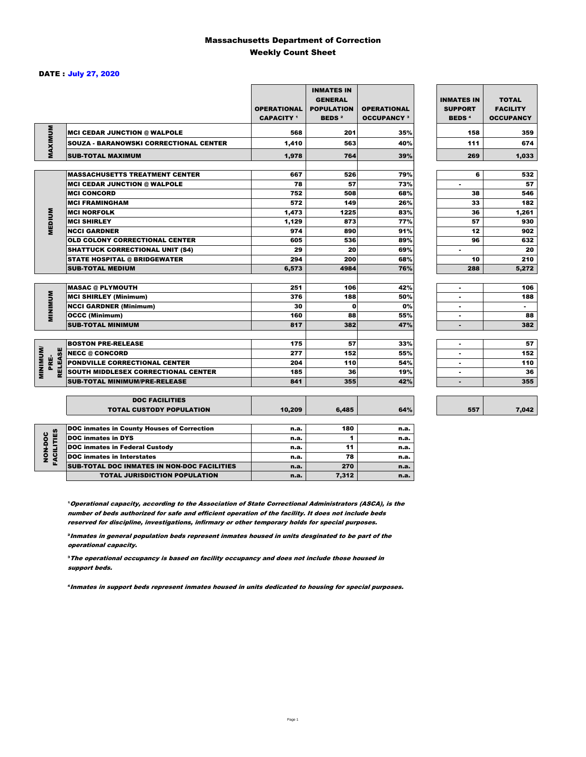# Massachusetts Department of Correction
## Weekly Count Sheet

**DATE : July 27, 2020**

| | | OPERATIONAL CAPACITY [1] | INMATES IN GENERAL POPULATION BEDS [2] | OPERATIONAL OCCUPANCY [3] | INMATES IN SUPPORT BEDS [4] | TOTAL FACILITY OCCUPANCY |
|---|---|---|---|---|---|---|
| MAXIMUM | MCI CEDAR JUNCTION @ WALPOLE | 568 | 201 | 35% | 158 | 359 |
| | SOUZA - BARANOWSKI CORRECTIONAL CENTER | 1,410 | 563 | 40% | 111 | 674 |
| | SUB-TOTAL MAXIMUM | 1,978 | 764 | 39% | 269 | 1,033 |
| MEDIUM | MASSACHUSETTS TREATMENT CENTER | 667 | 526 | 79% | 6 | 532 |
| | MCI CEDAR JUNCTION @ WALPOLE | 78 | 57 | 73% | - | 57 |
| | MCI CONCORD | 752 | 508 | 68% | 38 | 546 |
| | MCI FRAMINGHAM | 572 | 149 | 26% | 33 | 182 |
| | MCI NORFOLK | 1,473 | 1225 | 83% | 36 | 1,261 |
| | MCI SHIRLEY | 1,129 | 873 | 77% | 57 | 930 |
| | NCCI GARDNER | 974 | 890 | 91% | 12 | 902 |
| | OLD COLONY CORRECTIONAL CENTER | 605 | 536 | 89% | 96 | 632 |
| | SHATTUCK CORRECTIONAL UNIT (S4) | 29 | 20 | 69% | - | 20 |
| | STATE HOSPITAL @ BRIDGEWATER | 294 | 200 | 68% | 10 | 210 |
| | SUB-TOTAL MEDIUM | 6,573 | 4984 | 76% | 288 | 5,272 |
| MINIMUM | MASAC @ PLYMOUTH | 251 | 106 | 42% | - | 106 |
| | MCI SHIRLEY (Minimum) | 376 | 188 | 50% | - | 188 |
| | NCCI GARDNER (Minimum) | 30 | 0 | 0% | - | - |
| | OCCC (Minimum) | 160 | 88 | 55% | - | 88 |
| | SUB-TOTAL MINIMUM | 817 | 382 | 47% | - | 382 |
| MINIMUM/ PRE-RELEASE | BOSTON PRE-RELEASE | 175 | 57 | 33% | - | 57 |
| | NECC @ CONCORD | 277 | 152 | 55% | - | 152 |
| | PONDVILLE CORRECTIONAL CENTER | 204 | 110 | 54% | - | 110 |
| | SOUTH MIDDLESEX CORRECTIONAL CENTER | 185 | 36 | 19% | - | 36 |
| | SUB-TOTAL MINIMUM/PRE-RELEASE | 841 | 355 | 42% | - | 355 |
| | DOC FACILITIES TOTAL CUSTODY POPULATION | 10,209 | 6,485 | 64% | 557 | 7,042 |

| | | | | |
|---|---|---|---|---|
| NON-DOC FACILITIES | DOC inmates in County Houses of Correction | n.a. | 180 | n.a. |
| | DOC inmates in DYS | n.a. | 1 | n.a. |
| | DOC inmates in Federal Custody | n.a. | 11 | n.a. |
| | DOC inmates in Interstates | n.a. | 78 | n.a. |
| | SUB-TOTAL DOC INMATES IN NON-DOC FACILITIES | n.a. | 270 | n.a. |
| | TOTAL JURISDICTION POPULATION | n.a. | 7,312 | n.a. |

[1] *Operational capacity, according to the Association of State Correctional Administrators (ASCA), is the number of beds authorized for safe and efficient operation of the facility. It does not include beds reserved for discipline, investigations, infirmary or other temporary holds for special purposes.*

[2] *Inmates in general population beds represent inmates housed in units desginated to be part of the operational capacity.*

[3] *The operational occupancy is based on facility occupancy and does not include those housed in support beds.*

[4] *Inmates in support beds represent inmates housed in units dedicated to housing for special purposes.*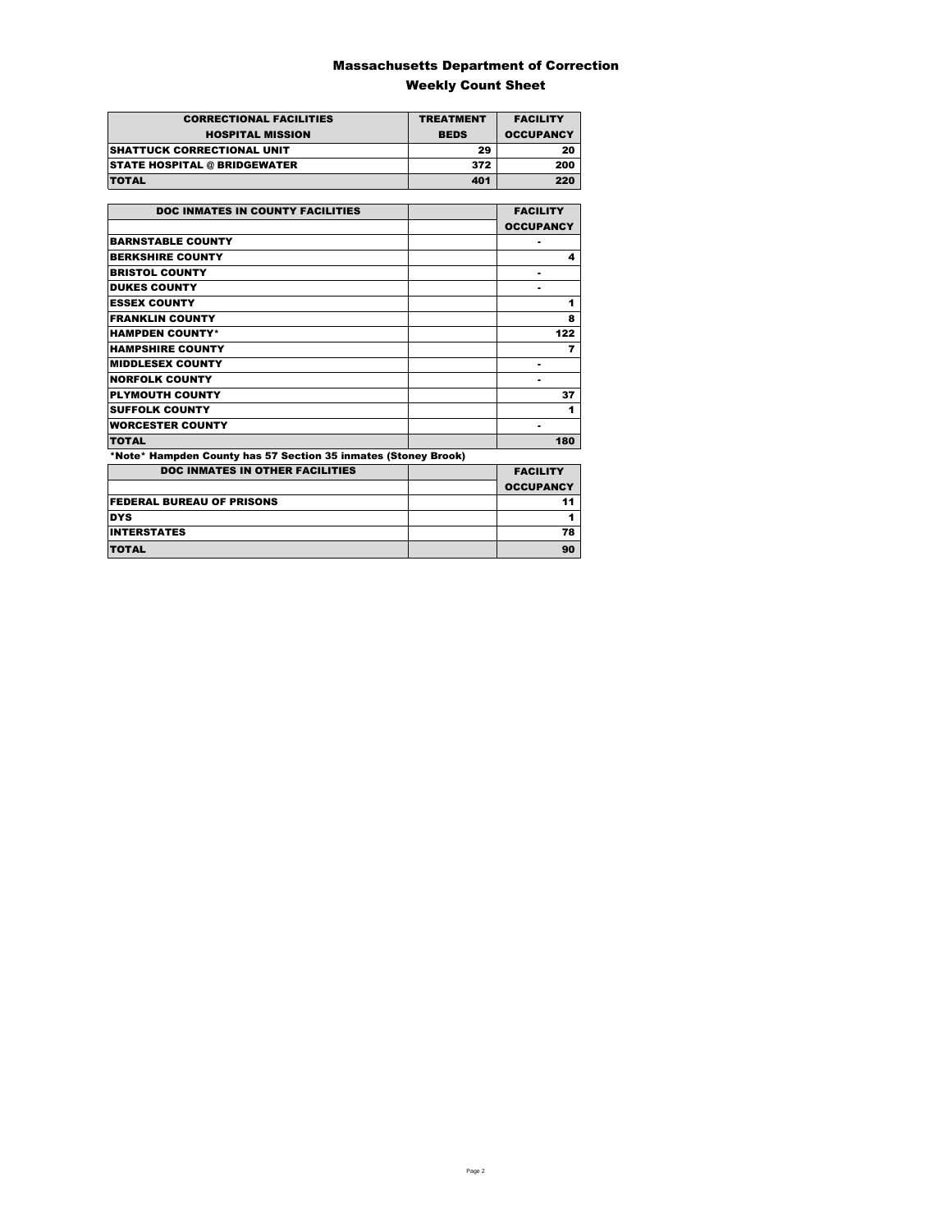# Massachusetts Department of Correction

## Weekly Count Sheet

| CORRECTIONAL FACILITIES HOSPITAL MISSION | TREATMENT BEDS | FACILITY OCCUPANCY |
|---|---|---|
| SHATTUCK CORRECTIONAL UNIT | 29 | 20 |
| STATE HOSPITAL @ BRIDGEWATER | 372 | 200 |
| TOTAL | 401 | 220 |

| DOC INMATES IN COUNTY FACILITIES | | FACILITY OCCUPANCY |
|---|---|---|
| BARNSTABLE COUNTY | | - |
| BERKSHIRE COUNTY | | 4 |
| BRISTOL COUNTY | | - |
| DUKES COUNTY | | - |
| ESSEX COUNTY | | 1 |
| FRANKLIN COUNTY | | 8 |
| HAMPDEN COUNTY* | | 122 |
| HAMPSHIRE COUNTY | | 7 |
| MIDDLESEX COUNTY | | - |
| NORFOLK COUNTY | | - |
| PLYMOUTH COUNTY | | 37 |
| SUFFOLK COUNTY | | 1 |
| WORCESTER COUNTY | | - |
| TOTAL | | 180 |

*Note* Hampden County has 57 Section 35 inmates (Stoney Brook)

| DOC INMATES IN OTHER FACILITIES | | FACILITY OCCUPANCY |
|---|---|---|
| FEDERAL BUREAU OF PRISONS | | 11 |
| DYS | | 1 |
| INTERSTATES | | 78 |
| TOTAL | | 90 |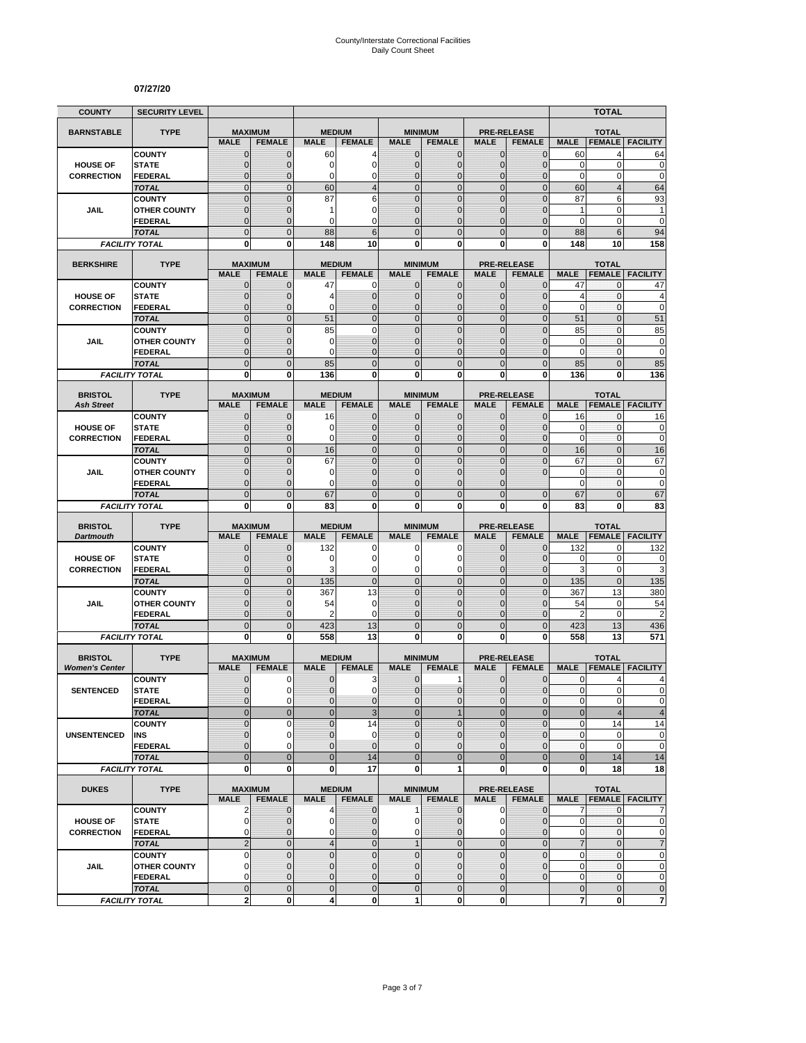# County/Interstate Correctional Facilities
## Daily Count Sheet

**07/27/20**

| COUNTY | SECURITY LEVEL | | | | | | | | | | TOTAL | |
|---|---|---|---|---|---|---|---|---|---|---|---|---|
| **BARNSTABLE** | **TYPE** | **MAXIMUM** | | **MEDIUM** | | **MINIMUM** | | **PRE-RELEASE** | | **TOTAL** | | |
| | | **MALE** | **FEMALE** | **MALE** | **FEMALE** | **MALE** | **FEMALE** | **MALE** | **FEMALE** | **MALE** | **FEMALE** | **FACILITY** |
| **HOUSE OF CORRECTION** | COUNTY | 0 | 0 | 60 | 4 | 0 | 0 | 0 | 0 | 60 | 4 | 64 |
| | STATE | 0 | 0 | 0 | 0 | 0 | 0 | 0 | 0 | 0 | 0 | 0 |
| | FEDERAL | 0 | 0 | 0 | 0 | 0 | 0 | 0 | 0 | 0 | 0 | 0 |
| | *TOTAL* | 0 | 0 | 60 | 4 | 0 | 0 | 0 | 0 | 60 | 4 | 64 |
| **JAIL** | COUNTY | 0 | 0 | 87 | 6 | 0 | 0 | 0 | 0 | 87 | 6 | 93 |
| | OTHER COUNTY | 0 | 0 | 1 | 0 | 0 | 0 | 0 | 0 | 1 | 0 | 1 |
| | FEDERAL | 0 | 0 | 0 | 0 | 0 | 0 | 0 | 0 | 0 | 0 | 0 |
| | *TOTAL* | 0 | 0 | 88 | 6 | 0 | 0 | 0 | 0 | 88 | 6 | 94 |
| *FACILITY TOTAL* | | **0** | **0** | **148** | **10** | **0** | **0** | **0** | **0** | **148** | **10** | **158** |

| COUNTY | TYPE | MAXIMUM | | MEDIUM | | MINIMUM | | PRE-RELEASE | | TOTAL | | |
|---|---|---|---|---|---|---|---|---|---|---|---|---|
| **BERKSHIRE** | | **MALE** | **FEMALE** | **MALE** | **FEMALE** | **MALE** | **FEMALE** | **MALE** | **FEMALE** | **MALE** | **FEMALE** | **FACILITY** |
| **HOUSE OF CORRECTION** | COUNTY | 0 | 0 | 47 | 0 | 0 | 0 | 0 | 0 | 47 | 0 | 47 |
| | STATE | 0 | 0 | 4 | 0 | 0 | 0 | 0 | 0 | 4 | 0 | 4 |
| | FEDERAL | 0 | 0 | 0 | 0 | 0 | 0 | 0 | 0 | 0 | 0 | 0 |
| | *TOTAL* | 0 | 0 | 51 | 0 | 0 | 0 | 0 | 0 | 51 | 0 | 51 |
| **JAIL** | COUNTY | 0 | 0 | 85 | 0 | 0 | 0 | 0 | 0 | 85 | 0 | 85 |
| | OTHER COUNTY | 0 | 0 | 0 | 0 | 0 | 0 | 0 | 0 | 0 | 0 | 0 |
| | FEDERAL | 0 | 0 | 0 | 0 | 0 | 0 | 0 | 0 | 0 | 0 | 0 |
| | *TOTAL* | 0 | 0 | 85 | 0 | 0 | 0 | 0 | 0 | 85 | 0 | 85 |
| *FACILITY TOTAL* | | **0** | **0** | **136** | **0** | **0** | **0** | **0** | **0** | **136** | **0** | **136** |

| COUNTY | TYPE | MAXIMUM | | MEDIUM | | MINIMUM | | PRE-RELEASE | | TOTAL | | |
|---|---|---|---|---|---|---|---|---|---|---|---|---|
| **BRISTOL** *Ash Street* | | **MALE** | **FEMALE** | **MALE** | **FEMALE** | **MALE** | **FEMALE** | **MALE** | **FEMALE** | **MALE** | **FEMALE** | **FACILITY** |
| **HOUSE OF CORRECTION** | COUNTY | 0 | 0 | 16 | 0 | 0 | 0 | 0 | 0 | 16 | 0 | 16 |
| | STATE | 0 | 0 | 0 | 0 | 0 | 0 | 0 | 0 | 0 | 0 | 0 |
| | FEDERAL | 0 | 0 | 0 | 0 | 0 | 0 | 0 | 0 | 0 | 0 | 0 |
| | *TOTAL* | 0 | 0 | 16 | 0 | 0 | 0 | 0 | 0 | 16 | 0 | 16 |
| **JAIL** | COUNTY | 0 | 0 | 67 | 0 | 0 | 0 | 0 | 0 | 67 | 0 | 67 |
| | OTHER COUNTY | 0 | 0 | 0 | 0 | 0 | 0 | 0 | 0 | 0 | 0 | 0 |
| | FEDERAL | 0 | 0 | 0 | 0 | 0 | 0 | 0 | | 0 | 0 | 0 |
| | *TOTAL* | 0 | 0 | 67 | 0 | 0 | 0 | 0 | 0 | 67 | 0 | 67 |
| *FACILITY TOTAL* | | **0** | **0** | **83** | **0** | **0** | **0** | **0** | **0** | **83** | **0** | **83** |

| COUNTY | TYPE | MAXIMUM | | MEDIUM | | MINIMUM | | PRE-RELEASE | | TOTAL | | |
|---|---|---|---|---|---|---|---|---|---|---|---|---|
| **BRISTOL** *Dartmouth* | | **MALE** | **FEMALE** | **MALE** | **FEMALE** | **MALE** | **FEMALE** | **MALE** | **FEMALE** | **MALE** | **FEMALE** | **FACILITY** |
| **HOUSE OF CORRECTION** | COUNTY | 0 | 0 | 132 | 0 | 0 | 0 | 0 | 0 | 132 | 0 | 132 |
| | STATE | 0 | 0 | 0 | 0 | 0 | 0 | 0 | 0 | 0 | 0 | 0 |
| | FEDERAL | 0 | 0 | 3 | 0 | 0 | 0 | 0 | 0 | 3 | 0 | 3 |
| | *TOTAL* | 0 | 0 | 135 | 0 | 0 | 0 | 0 | 0 | 135 | 0 | 135 |
| **JAIL** | COUNTY | 0 | 0 | 367 | 13 | 0 | 0 | 0 | 0 | 367 | 13 | 380 |
| | OTHER COUNTY | 0 | 0 | 54 | 0 | 0 | 0 | 0 | 0 | 54 | 0 | 54 |
| | FEDERAL | 0 | 0 | 2 | 0 | 0 | 0 | 0 | 0 | 2 | 0 | 2 |
| | *TOTAL* | 0 | 0 | 423 | 13 | 0 | 0 | 0 | 0 | 423 | 13 | 436 |
| *FACILITY TOTAL* | | **0** | **0** | **558** | **13** | **0** | **0** | **0** | **0** | **558** | **13** | **571** |

| COUNTY | TYPE | MAXIMUM | | MEDIUM | | MINIMUM | | PRE-RELEASE | | TOTAL | | |
|---|---|---|---|---|---|---|---|---|---|---|---|---|
| **BRISTOL** *Women's Center* | | **MALE** | **FEMALE** | **MALE** | **FEMALE** | **MALE** | **FEMALE** | **MALE** | **FEMALE** | **MALE** | **FEMALE** | **FACILITY** |
| **SENTENCED** | COUNTY | 0 | 0 | 0 | 3 | 0 | 1 | 0 | 0 | 0 | 4 | 4 |
| | STATE | 0 | 0 | 0 | 0 | 0 | 0 | 0 | 0 | 0 | 0 | 0 |
| | FEDERAL | 0 | 0 | 0 | 0 | 0 | 0 | 0 | 0 | 0 | 0 | 0 |
| | *TOTAL* | 0 | 0 | 0 | 3 | 0 | 1 | 0 | 0 | 0 | 4 | 4 |
| **UNSENTENCED** | COUNTY | 0 | 0 | 0 | 14 | 0 | 0 | 0 | 0 | 0 | 14 | 14 |
| | INS | 0 | 0 | 0 | 0 | 0 | 0 | 0 | 0 | 0 | 0 | 0 |
| | FEDERAL | 0 | 0 | 0 | 0 | 0 | 0 | 0 | 0 | 0 | 0 | 0 |
| | *TOTAL* | 0 | 0 | 0 | 14 | 0 | 0 | 0 | 0 | 0 | 14 | 14 |
| *FACILITY TOTAL* | | **0** | **0** | **0** | **17** | **0** | **1** | **0** | **0** | **0** | **18** | **18** |

| COUNTY | TYPE | MAXIMUM | | MEDIUM | | MINIMUM | | PRE-RELEASE | | TOTAL | | |
|---|---|---|---|---|---|---|---|---|---|---|---|---|
| **DUKES** | | **MALE** | **FEMALE** | **MALE** | **FEMALE** | **MALE** | **FEMALE** | **MALE** | **FEMALE** | **MALE** | **FEMALE** | **FACILITY** |
| **HOUSE OF CORRECTION** | COUNTY | 2 | 0 | 4 | 0 | 1 | 0 | 0 | 0 | 7 | 0 | 7 |
| | STATE | 0 | 0 | 0 | 0 | 0 | 0 | 0 | 0 | 0 | 0 | 0 |
| | FEDERAL | 0 | 0 | 0 | 0 | 0 | 0 | 0 | 0 | 0 | 0 | 0 |
| | *TOTAL* | 2 | 0 | 4 | 0 | 1 | 0 | 0 | 0 | 7 | 0 | 7 |
| **JAIL** | COUNTY | 0 | 0 | 0 | 0 | 0 | 0 | 0 | 0 | 0 | 0 | 0 |
| | OTHER COUNTY | 0 | 0 | 0 | 0 | 0 | 0 | 0 | 0 | 0 | 0 | 0 |
| | FEDERAL | 0 | 0 | 0 | 0 | 0 | 0 | 0 | 0 | 0 | 0 | 0 |
| | *TOTAL* | 0 | 0 | 0 | 0 | 0 | 0 | 0 | | 0 | 0 | 0 |
| *FACILITY TOTAL* | | **2** | **0** | **4** | **0** | **1** | **0** | **0** | | **7** | **0** | **7** |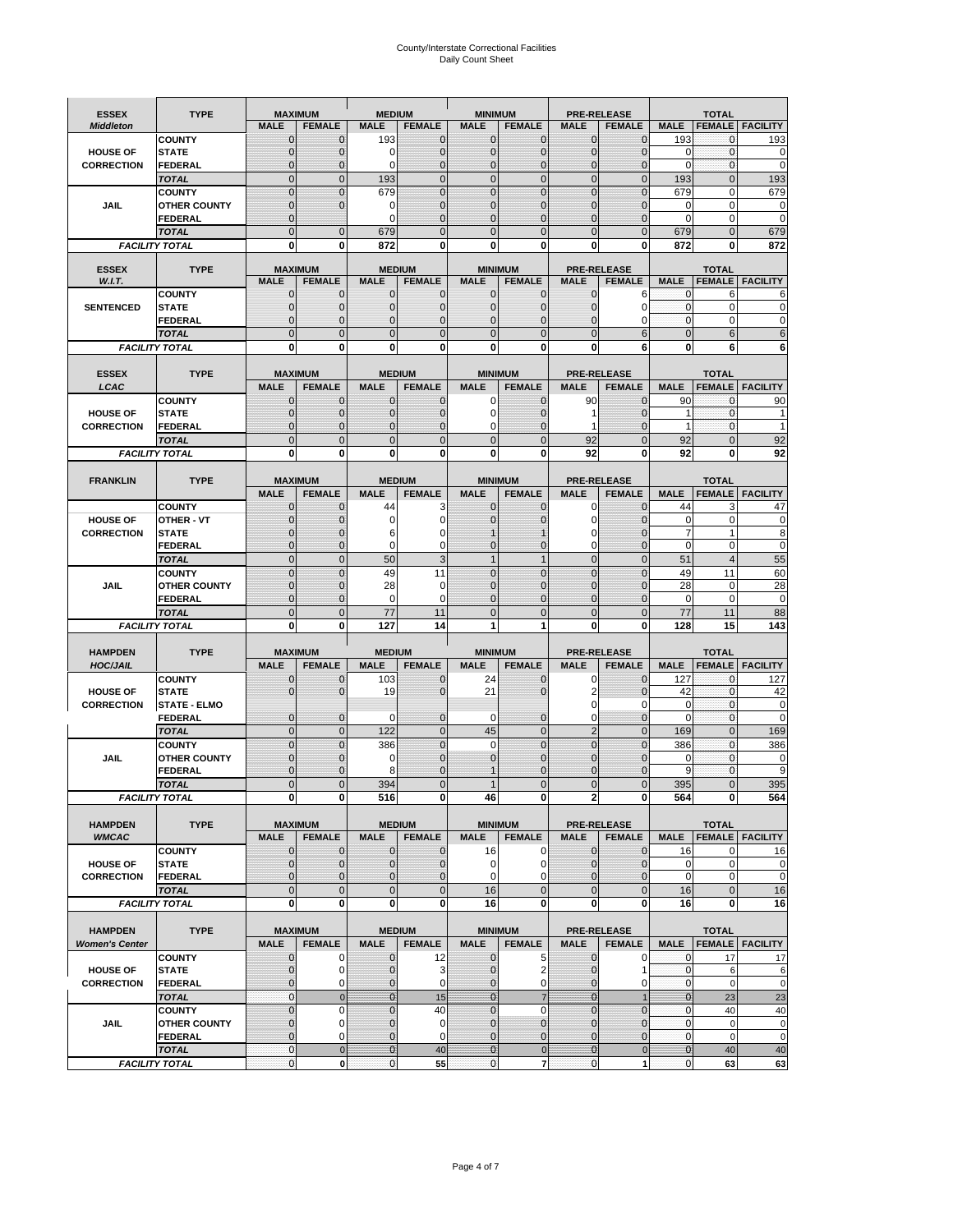# County/Interstate Correctional Facilities
## Daily Count Sheet

| ESSEX *Middleton* | TYPE | MAXIMUM | | MEDIUM | | MINIMUM | | PRE-RELEASE | | TOTAL | | |
|---|---|---|---|---|---|---|---|---|---|---|---|---|
| | | MALE | FEMALE | MALE | FEMALE | MALE | FEMALE | MALE | FEMALE | MALE | FEMALE | FACILITY |
| HOUSE OF CORRECTION | COUNTY | 0 | 0 | 193 | 0 | 0 | 0 | 0 | 0 | 193 | 0 | 193 |
| | STATE | 0 | 0 | 0 | 0 | 0 | 0 | 0 | 0 | 0 | 0 | 0 |
| | FEDERAL | 0 | 0 | 0 | 0 | 0 | 0 | 0 | 0 | 0 | 0 | 0 |
| | TOTAL | 0 | 0 | 193 | 0 | 0 | 0 | 0 | 0 | 193 | 0 | 193 |
| JAIL | COUNTY | 0 | 0 | 679 | 0 | 0 | 0 | 0 | 0 | 679 | 0 | 679 |
| | OTHER COUNTY | 0 | 0 | 0 | 0 | 0 | 0 | 0 | 0 | 0 | 0 | 0 |
| | FEDERAL | 0 | | 0 | 0 | 0 | 0 | 0 | 0 | 0 | 0 | 0 |
| | TOTAL | 0 | 0 | 679 | 0 | 0 | 0 | 0 | 0 | 679 | 0 | 679 |
| FACILITY TOTAL | | 0 | 0 | 872 | 0 | 0 | 0 | 0 | 0 | 872 | 0 | 872 |

| ESSEX *W.I.T.* | TYPE | MAXIMUM | | MEDIUM | | MINIMUM | | PRE-RELEASE | | TOTAL | | |
|---|---|---|---|---|---|---|---|---|---|---|---|---|
| | | MALE | FEMALE | MALE | FEMALE | MALE | FEMALE | MALE | FEMALE | MALE | FEMALE | FACILITY |
| SENTENCED | COUNTY | 0 | 0 | 0 | 0 | 0 | 0 | 0 | 6 | 0 | 6 | 6 |
| | STATE | 0 | 0 | 0 | 0 | 0 | 0 | 0 | 0 | 0 | 0 | 0 |
| | FEDERAL | 0 | 0 | 0 | 0 | 0 | 0 | 0 | 0 | 0 | 0 | 0 |
| | TOTAL | 0 | 0 | 0 | 0 | 0 | 0 | 0 | 6 | 0 | 6 | 6 |
| FACILITY TOTAL | | 0 | 0 | 0 | 0 | 0 | 0 | 0 | 6 | 0 | 6 | 6 |

| ESSEX *LCAC* | TYPE | MAXIMUM | | MEDIUM | | MINIMUM | | PRE-RELEASE | | TOTAL | | |
|---|---|---|---|---|---|---|---|---|---|---|---|---|
| | | MALE | FEMALE | MALE | FEMALE | MALE | FEMALE | MALE | FEMALE | MALE | FEMALE | FACILITY |
| HOUSE OF CORRECTION | COUNTY | 0 | 0 | 0 | 0 | 0 | 0 | 90 | 0 | 90 | 0 | 90 |
| | STATE | 0 | 0 | 0 | 0 | 0 | 0 | 1 | 0 | 1 | 0 | 1 |
| | FEDERAL | 0 | 0 | 0 | 0 | 0 | 0 | 1 | 0 | 1 | 0 | 1 |
| | TOTAL | 0 | 0 | 0 | 0 | 0 | 0 | 92 | 0 | 92 | 0 | 92 |
| FACILITY TOTAL | | 0 | 0 | 0 | 0 | 0 | 0 | 92 | 0 | 92 | 0 | 92 |

| FRANKLIN | TYPE | MAXIMUM | | MEDIUM | | MINIMUM | | PRE-RELEASE | | TOTAL | | |
|---|---|---|---|---|---|---|---|---|---|---|---|---|
| | | MALE | FEMALE | MALE | FEMALE | MALE | FEMALE | MALE | FEMALE | MALE | FEMALE | FACILITY |
| HOUSE OF CORRECTION | COUNTY | 0 | 0 | 44 | 3 | 0 | 0 | 0 | 0 | 44 | 3 | 47 |
| | OTHER - VT | 0 | 0 | 0 | 0 | 0 | 0 | 0 | 0 | 0 | 0 | 0 |
| | STATE | 0 | 0 | 6 | 0 | 1 | 1 | 0 | 0 | 7 | 1 | 8 |
| | FEDERAL | 0 | 0 | 0 | 0 | 0 | 0 | 0 | 0 | 0 | 0 | 0 |
| | TOTAL | 0 | 0 | 50 | 3 | 1 | 1 | 0 | 0 | 51 | 4 | 55 |
| JAIL | COUNTY | 0 | 0 | 49 | 11 | 0 | 0 | 0 | 0 | 49 | 11 | 60 |
| | OTHER COUNTY | 0 | 0 | 28 | 0 | 0 | 0 | 0 | 0 | 28 | 0 | 28 |
| | FEDERAL | 0 | 0 | 0 | 0 | 0 | 0 | 0 | 0 | 0 | 0 | 0 |
| | TOTAL | 0 | 0 | 77 | 11 | 0 | 0 | 0 | 0 | 77 | 11 | 88 |
| FACILITY TOTAL | | 0 | 0 | 127 | 14 | 1 | 1 | 0 | 0 | 128 | 15 | 143 |

| HAMPDEN *HOC/JAIL* | TYPE | MAXIMUM | | MEDIUM | | MINIMUM | | PRE-RELEASE | | TOTAL | | |
|---|---|---|---|---|---|---|---|---|---|---|---|---|
| | | MALE | FEMALE | MALE | FEMALE | MALE | FEMALE | MALE | FEMALE | MALE | FEMALE | FACILITY |
| HOUSE OF CORRECTION | COUNTY | 0 | 0 | 103 | 0 | 24 | 0 | 0 | 0 | 127 | 0 | 127 |
| | STATE | 0 | 0 | 19 | 0 | 21 | 0 | 2 | 0 | 42 | 0 | 42 |
| | STATE - ELMO | | | | | | | 0 | 0 | 0 | 0 | 0 |
| | FEDERAL | 0 | 0 | 0 | 0 | 0 | 0 | 0 | 0 | 0 | 0 | 0 |
| | TOTAL | 0 | 0 | 122 | 0 | 45 | 0 | 2 | 0 | 169 | 0 | 169 |
| JAIL | COUNTY | 0 | 0 | 386 | 0 | 0 | 0 | 0 | 0 | 386 | 0 | 386 |
| | OTHER COUNTY | 0 | 0 | 0 | 0 | 0 | 0 | 0 | 0 | 0 | 0 | 0 |
| | FEDERAL | 0 | 0 | 8 | 0 | 1 | 0 | 0 | 0 | 9 | 0 | 9 |
| | TOTAL | 0 | 0 | 394 | 0 | 1 | 0 | 0 | 0 | 395 | 0 | 395 |
| FACILITY TOTAL | | 0 | 0 | 516 | 0 | 46 | 0 | 2 | 0 | 564 | 0 | 564 |

| HAMPDEN *WMCAC* | TYPE | MAXIMUM | | MEDIUM | | MINIMUM | | PRE-RELEASE | | TOTAL | | |
|---|---|---|---|---|---|---|---|---|---|---|---|---|
| | | MALE | FEMALE | MALE | FEMALE | MALE | FEMALE | MALE | FEMALE | MALE | FEMALE | FACILITY |
| HOUSE OF CORRECTION | COUNTY | 0 | 0 | 0 | 0 | 16 | 0 | 0 | 0 | 16 | 0 | 16 |
| | STATE | 0 | 0 | 0 | 0 | 0 | 0 | 0 | 0 | 0 | 0 | 0 |
| | FEDERAL | 0 | 0 | 0 | 0 | 0 | 0 | 0 | 0 | 0 | 0 | 0 |
| | TOTAL | 0 | 0 | 0 | 0 | 16 | 0 | 0 | 0 | 16 | 0 | 16 |
| FACILITY TOTAL | | 0 | 0 | 0 | 0 | 16 | 0 | 0 | 0 | 16 | 0 | 16 |

| HAMPDEN *Women's Center* | TYPE | MAXIMUM | | MEDIUM | | MINIMUM | | PRE-RELEASE | | TOTAL | | |
|---|---|---|---|---|---|---|---|---|---|---|---|---|
| | | MALE | FEMALE | MALE | FEMALE | MALE | FEMALE | MALE | FEMALE | MALE | FEMALE | FACILITY |
| HOUSE OF CORRECTION | COUNTY | 0 | 0 | 0 | 12 | 0 | 5 | 0 | 0 | 0 | 17 | 17 |
| | STATE | 0 | 0 | 0 | 3 | 0 | 2 | 0 | 1 | 0 | 6 | 6 |
| | FEDERAL | 0 | 0 | 0 | 0 | 0 | 0 | 0 | 0 | 0 | 0 | 0 |
| | TOTAL | 0 | 0 | 0 | 15 | 0 | 7 | 0 | 1 | 0 | 23 | 23 |
| JAIL | COUNTY | 0 | 0 | 0 | 40 | 0 | 0 | 0 | 0 | 0 | 40 | 40 |
| | OTHER COUNTY | 0 | 0 | 0 | 0 | 0 | 0 | 0 | 0 | 0 | 0 | 0 |
| | FEDERAL | 0 | 0 | 0 | 0 | 0 | 0 | 0 | 0 | 0 | 0 | 0 |
| | TOTAL | 0 | 0 | 0 | 40 | 0 | 0 | 0 | 0 | 0 | 40 | 40 |
| FACILITY TOTAL | | 0 | 0 | 0 | 55 | 0 | 7 | 0 | 1 | 0 | 63 | 63 |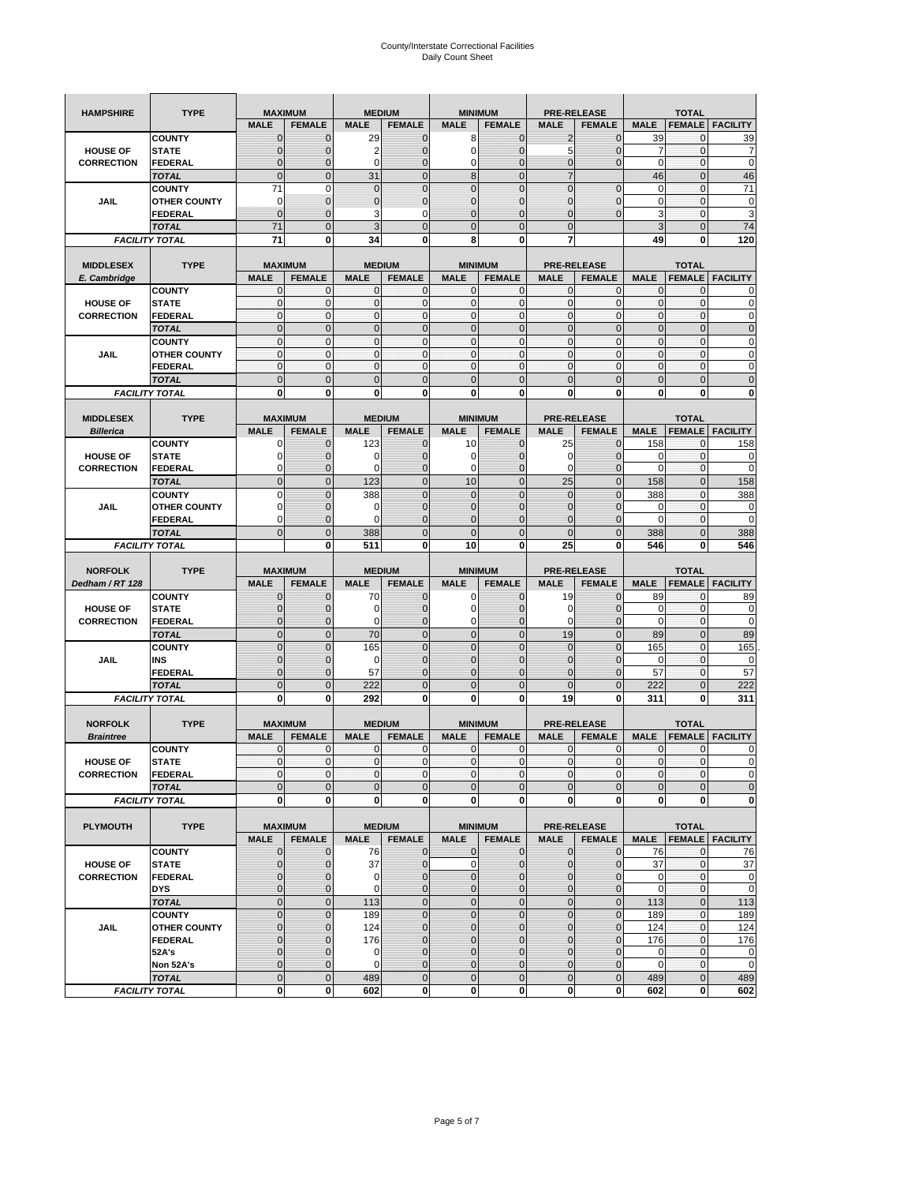# County/Interstate Correctional Facilities
## Daily Count Sheet

| HAMPSHIRE | TYPE | MAXIMUM | | MEDIUM | | MINIMUM | | PRE-RELEASE | | TOTAL | | |
|---|---|---|---|---|---|---|---|---|---|---|---|---|
| | | MALE | FEMALE | MALE | FEMALE | MALE | FEMALE | MALE | FEMALE | MALE | FEMALE | FACILITY |
| HOUSE OF CORRECTION | COUNTY | 0 | 0 | 29 | 0 | 8 | 0 | 2 | 0 | 39 | 0 | 39 |
| | STATE | 0 | 0 | 2 | 0 | 0 | 0 | 5 | 0 | 7 | 0 | 7 |
| | FEDERAL | 0 | 0 | 0 | 0 | 0 | 0 | 0 | 0 | 0 | 0 | 0 |
| | TOTAL | 0 | 0 | 31 | 0 | 8 | 0 | 7 | | 46 | 0 | 46 |
| JAIL | COUNTY | 71 | 0 | 0 | 0 | 0 | 0 | 0 | 0 | 0 | 0 | 71 |
| | OTHER COUNTY | 0 | 0 | 0 | 0 | 0 | 0 | 0 | 0 | 0 | 0 | 0 |
| | FEDERAL | 0 | 0 | 3 | 0 | 0 | 0 | 0 | 0 | 3 | 0 | 3 |
| | TOTAL | 71 | 0 | 3 | 0 | 0 | 0 | 0 | | 3 | 0 | 74 |
| FACILITY TOTAL | | 71 | 0 | 34 | 0 | 8 | 0 | 7 | | 49 | 0 | 120 |

| MIDDLESEX E. Cambridge | TYPE | MAXIMUM | | MEDIUM | | MINIMUM | | PRE-RELEASE | | TOTAL | | |
|---|---|---|---|---|---|---|---|---|---|---|---|---|
| | | MALE | FEMALE | MALE | FEMALE | MALE | FEMALE | MALE | FEMALE | MALE | FEMALE | FACILITY |
| HOUSE OF CORRECTION | COUNTY | 0 | 0 | 0 | 0 | 0 | 0 | 0 | 0 | 0 | 0 | 0 |
| | STATE | 0 | 0 | 0 | 0 | 0 | 0 | 0 | 0 | 0 | 0 | 0 |
| | FEDERAL | 0 | 0 | 0 | 0 | 0 | 0 | 0 | 0 | 0 | 0 | 0 |
| | TOTAL | 0 | 0 | 0 | 0 | 0 | 0 | 0 | 0 | 0 | 0 | 0 |
| JAIL | COUNTY | 0 | 0 | 0 | 0 | 0 | 0 | 0 | 0 | 0 | 0 | 0 |
| | OTHER COUNTY | 0 | 0 | 0 | 0 | 0 | 0 | 0 | 0 | 0 | 0 | 0 |
| | FEDERAL | 0 | 0 | 0 | 0 | 0 | 0 | 0 | 0 | 0 | 0 | 0 |
| | TOTAL | 0 | 0 | 0 | 0 | 0 | 0 | 0 | 0 | 0 | 0 | 0 |
| FACILITY TOTAL | | 0 | 0 | 0 | 0 | 0 | 0 | 0 | 0 | 0 | 0 | 0 |

| MIDDLESEX Billerica | TYPE | MAXIMUM | | MEDIUM | | MINIMUM | | PRE-RELEASE | | TOTAL | | |
|---|---|---|---|---|---|---|---|---|---|---|---|---|
| | | MALE | FEMALE | MALE | FEMALE | MALE | FEMALE | MALE | FEMALE | MALE | FEMALE | FACILITY |
| HOUSE OF CORRECTION | COUNTY | 0 | 0 | 123 | 0 | 10 | 0 | 25 | 0 | 158 | 0 | 158 |
| | STATE | 0 | 0 | 0 | 0 | 0 | 0 | 0 | 0 | 0 | 0 | 0 |
| | FEDERAL | 0 | 0 | 0 | 0 | 0 | 0 | 0 | 0 | 0 | 0 | 0 |
| | TOTAL | 0 | 0 | 123 | 0 | 10 | 0 | 25 | 0 | 158 | 0 | 158 |
| JAIL | COUNTY | 0 | 0 | 388 | 0 | 0 | 0 | 0 | 0 | 388 | 0 | 388 |
| | OTHER COUNTY | 0 | 0 | 0 | 0 | 0 | 0 | 0 | 0 | 0 | 0 | 0 |
| | FEDERAL | 0 | 0 | 0 | 0 | 0 | 0 | 0 | 0 | 0 | 0 | 0 |
| | TOTAL | 0 | 0 | 388 | 0 | 0 | 0 | 0 | 0 | 388 | 0 | 388 |
| FACILITY TOTAL | | | 0 | 511 | 0 | 10 | 0 | 25 | 0 | 546 | 0 | 546 |

| NORFOLK Dedham / RT 128 | TYPE | MAXIMUM | | MEDIUM | | MINIMUM | | PRE-RELEASE | | TOTAL | | |
|---|---|---|---|---|---|---|---|---|---|---|---|---|
| | | MALE | FEMALE | MALE | FEMALE | MALE | FEMALE | MALE | FEMALE | MALE | FEMALE | FACILITY |
| HOUSE OF CORRECTION | COUNTY | 0 | 0 | 70 | 0 | 0 | 0 | 19 | 0 | 89 | 0 | 89 |
| | STATE | 0 | 0 | 0 | 0 | 0 | 0 | 0 | 0 | 0 | 0 | 0 |
| | FEDERAL | 0 | 0 | 0 | 0 | 0 | 0 | 0 | 0 | 0 | 0 | 0 |
| | TOTAL | 0 | 0 | 70 | 0 | 0 | 0 | 19 | 0 | 89 | 0 | 89 |
| JAIL | COUNTY | 0 | 0 | 165 | 0 | 0 | 0 | 0 | 0 | 165 | 0 | 165 |
| | INS | 0 | 0 | 0 | 0 | 0 | 0 | 0 | 0 | 0 | 0 | 0 |
| | FEDERAL | 0 | 0 | 57 | 0 | 0 | 0 | 0 | 0 | 57 | 0 | 57 |
| | TOTAL | 0 | 0 | 222 | 0 | 0 | 0 | 0 | 0 | 222 | 0 | 222 |
| FACILITY TOTAL | | 0 | 0 | 292 | 0 | 0 | 0 | 19 | 0 | 311 | 0 | 311 |

| NORFOLK Braintree | TYPE | MAXIMUM | | MEDIUM | | MINIMUM | | PRE-RELEASE | | TOTAL | | |
|---|---|---|---|---|---|---|---|---|---|---|---|---|
| | | MALE | FEMALE | MALE | FEMALE | MALE | FEMALE | MALE | FEMALE | MALE | FEMALE | FACILITY |
| HOUSE OF CORRECTION | COUNTY | 0 | 0 | 0 | 0 | 0 | 0 | 0 | 0 | 0 | 0 | 0 |
| | STATE | 0 | 0 | 0 | 0 | 0 | 0 | 0 | 0 | 0 | 0 | 0 |
| | FEDERAL | 0 | 0 | 0 | 0 | 0 | 0 | 0 | 0 | 0 | 0 | 0 |
| | TOTAL | 0 | 0 | 0 | 0 | 0 | 0 | 0 | 0 | 0 | 0 | 0 |
| FACILITY TOTAL | | 0 | 0 | 0 | 0 | 0 | 0 | 0 | 0 | 0 | 0 | 0 |

| PLYMOUTH | TYPE | MAXIMUM | | MEDIUM | | MINIMUM | | PRE-RELEASE | | TOTAL | | |
|---|---|---|---|---|---|---|---|---|---|---|---|---|
| | | MALE | FEMALE | MALE | FEMALE | MALE | FEMALE | MALE | FEMALE | MALE | FEMALE | FACILITY |
| HOUSE OF CORRECTION | COUNTY | 0 | 0 | 76 | 0 | 0 | 0 | 0 | 0 | 76 | 0 | 76 |
| | STATE | 0 | 0 | 37 | 0 | 0 | 0 | 0 | 0 | 37 | 0 | 37 |
| | FEDERAL | 0 | 0 | 0 | 0 | 0 | 0 | 0 | 0 | 0 | 0 | 0 |
| | DYS | 0 | 0 | 0 | 0 | 0 | 0 | 0 | 0 | 0 | 0 | 0 |
| | TOTAL | 0 | 0 | 113 | 0 | 0 | 0 | 0 | 0 | 113 | 0 | 113 |
| JAIL | COUNTY | 0 | 0 | 189 | 0 | 0 | 0 | 0 | 0 | 189 | 0 | 189 |
| | OTHER COUNTY | 0 | 0 | 124 | 0 | 0 | 0 | 0 | 0 | 124 | 0 | 124 |
| | FEDERAL | 0 | 0 | 176 | 0 | 0 | 0 | 0 | 0 | 176 | 0 | 176 |
| | 52A's | 0 | 0 | 0 | 0 | 0 | 0 | 0 | 0 | 0 | 0 | 0 |
| | Non 52A's | 0 | 0 | 0 | 0 | 0 | 0 | 0 | 0 | 0 | 0 | 0 |
| | TOTAL | 0 | 0 | 489 | 0 | 0 | 0 | 0 | 0 | 489 | 0 | 489 |
| FACILITY TOTAL | | 0 | 0 | 602 | 0 | 0 | 0 | 0 | 0 | 602 | 0 | 602 |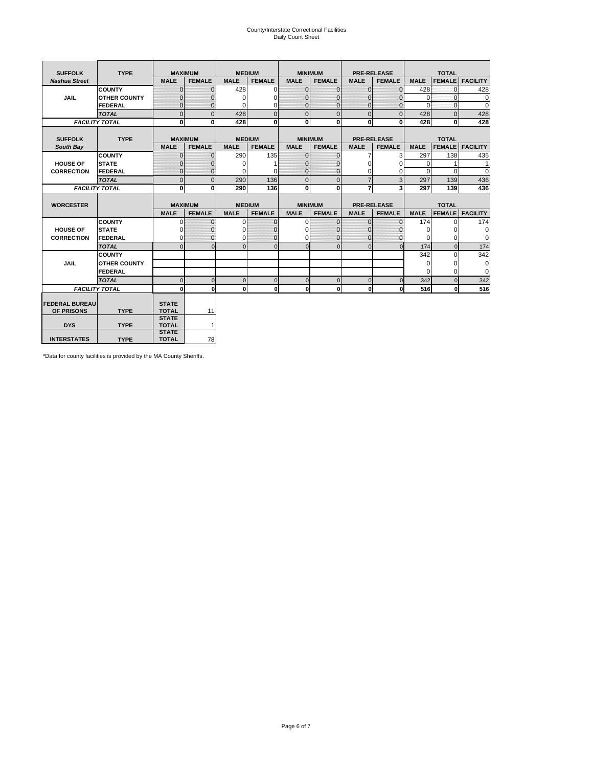County/Interstate Correctional Facilities
Daily Count Sheet

| SUFFOLK | TYPE | MAXIMUM | | MEDIUM | | MINIMUM | | PRE-RELEASE | | TOTAL | | |
|---|---|---|---|---|---|---|---|---|---|---|---|---|
| *Nashua Street* | | MALE | FEMALE | MALE | FEMALE | MALE | FEMALE | MALE | FEMALE | MALE | FEMALE | FACILITY |
| JAIL | COUNTY | 0 | 0 | 428 | 0 | 0 | 0 | 0 | 0 | 428 | 0 | 428 |
| | OTHER COUNTY | 0 | 0 | 0 | 0 | 0 | 0 | 0 | 0 | 0 | 0 | 0 |
| | FEDERAL | 0 | 0 | 0 | 0 | 0 | 0 | 0 | 0 | 0 | 0 | 0 |
| | *TOTAL* | 0 | 0 | 428 | 0 | 0 | 0 | 0 | 0 | 428 | 0 | 428 |
| *FACILITY TOTAL* | | **0** | **0** | **428** | **0** | **0** | **0** | **0** | **0** | **428** | **0** | **428** |

| SUFFOLK | TYPE | MAXIMUM | | MEDIUM | | MINIMUM | | PRE-RELEASE | | TOTAL | | |
|---|---|---|---|---|---|---|---|---|---|---|---|---|
| *South Bay* | | MALE | FEMALE | MALE | FEMALE | MALE | FEMALE | MALE | FEMALE | MALE | FEMALE | FACILITY |
| HOUSE OF CORRECTION | COUNTY | 0 | 0 | 290 | 135 | 0 | 0 | 7 | 3 | 297 | 138 | 435 |
| | STATE | 0 | 0 | 0 | 1 | 0 | 0 | 0 | 0 | 0 | 1 | 1 |
| | FEDERAL | 0 | 0 | 0 | 0 | 0 | 0 | 0 | 0 | 0 | 0 | 0 |
| | *TOTAL* | 0 | 0 | 290 | 136 | 0 | 0 | 7 | 3 | 297 | 139 | 436 |
| *FACILITY TOTAL* | | **0** | **0** | **290** | **136** | **0** | **0** | **7** | **3** | **297** | **139** | **436** |

| WORCESTER | | MAXIMUM | | MEDIUM | | MINIMUM | | PRE-RELEASE | | TOTAL | | |
|---|---|---|---|---|---|---|---|---|---|---|---|---|
| | | MALE | FEMALE | MALE | FEMALE | MALE | FEMALE | MALE | FEMALE | MALE | FEMALE | FACILITY |
| HOUSE OF CORRECTION | COUNTY | 0 | 0 | 0 | 0 | 0 | 0 | 0 | 0 | 174 | 0 | 174 |
| | STATE | 0 | 0 | 0 | 0 | 0 | 0 | 0 | 0 | 0 | 0 | 0 |
| | FEDERAL | 0 | 0 | 0 | 0 | 0 | 0 | 0 | 0 | 0 | 0 | 0 |
| | *TOTAL* | 0 | 0 | 0 | 0 | 0 | 0 | 0 | 0 | 174 | 0 | 174 |
| JAIL | COUNTY | | | | | | | | | 342 | 0 | 342 |
| | OTHER COUNTY | | | | | | | | | 0 | 0 | 0 |
| | FEDERAL | | | | | | | | | 0 | 0 | 0 |
| | *TOTAL* | 0 | 0 | 0 | 0 | 0 | 0 | 0 | 0 | 342 | 0 | 342 |
| *FACILITY TOTAL* | | **0** | **0** | **0** | **0** | **0** | **0** | **0** | **0** | **516** | **0** | **516** |

| | | | |
|---|---|---|---|
| FEDERAL BUREAU OF PRISONS | TYPE | STATE TOTAL | 11 |
| DYS | TYPE | STATE TOTAL | 1 |
| INTERSTATES | TYPE | STATE TOTAL | 78 |

*Data for county facilities is provided by the MA County Sheriffs.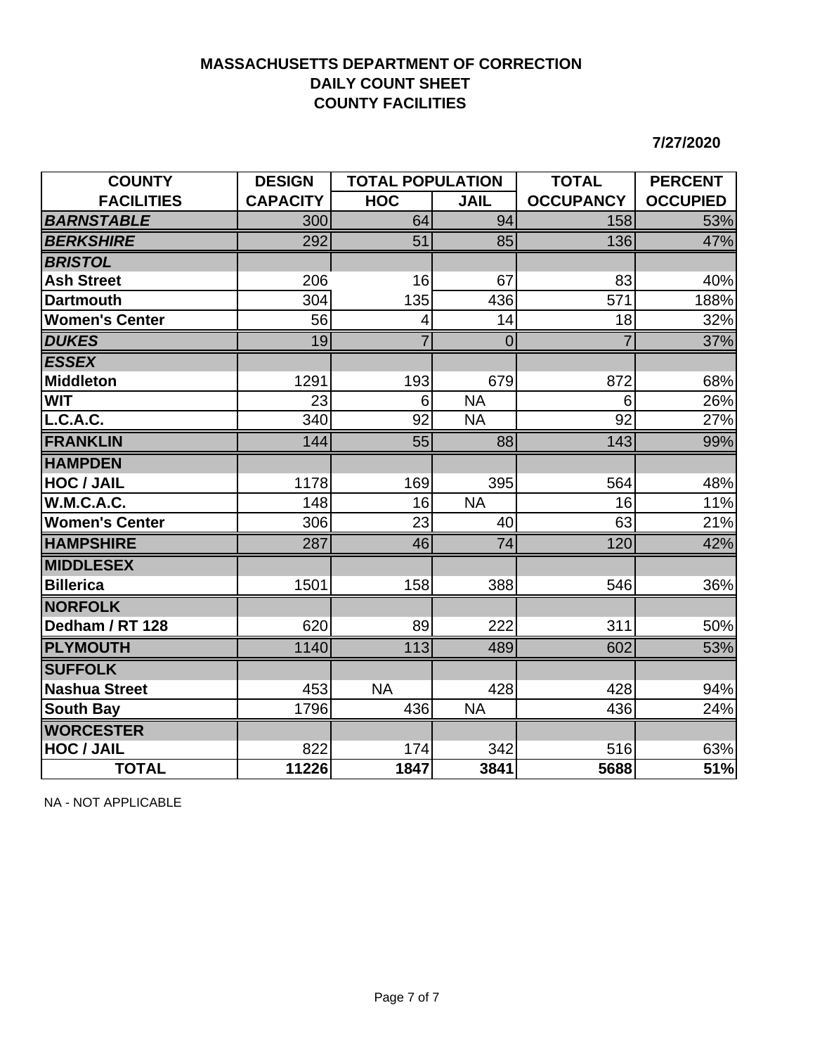# MASSACHUSETTS DEPARTMENT OF CORRECTION
## DAILY COUNT SHEET
## COUNTY FACILITIES

**7/27/2020**

| COUNTY FACILITIES | DESIGN CAPACITY | TOTAL POPULATION | | TOTAL OCCUPANCY | PERCENT OCCUPIED |
|---|---|---|---|---|---|
| | | HOC | JAIL | | |
| ***BARNSTABLE*** | 300 | 64 | 94 | 158 | 53% |
| ***BERKSHIRE*** | 292 | 51 | 85 | 136 | 47% |
| ***BRISTOL*** | | | | | |
| **Ash Street** | 206 | 16 | 67 | 83 | 40% |
| **Dartmouth** | 304 | 135 | 436 | 571 | 188% |
| **Women's Center** | 56 | 4 | 14 | 18 | 32% |
| ***DUKES*** | 19 | 7 | 0 | 7 | 37% |
| ***ESSEX*** | | | | | |
| **Middleton** | 1291 | 193 | 679 | 872 | 68% |
| **WIT** | 23 | 6 | NA | 6 | 26% |
| **L.C.A.C.** | 340 | 92 | NA | 92 | 27% |
| **FRANKLIN** | 144 | 55 | 88 | 143 | 99% |
| **HAMPDEN** | | | | | |
| **HOC / JAIL** | 1178 | 169 | 395 | 564 | 48% |
| **W.M.C.A.C.** | 148 | 16 | NA | 16 | 11% |
| **Women's Center** | 306 | 23 | 40 | 63 | 21% |
| **HAMPSHIRE** | 287 | 46 | 74 | 120 | 42% |
| **MIDDLESEX** | | | | | |
| **Billerica** | 1501 | 158 | 388 | 546 | 36% |
| **NORFOLK** | | | | | |
| **Dedham / RT 128** | 620 | 89 | 222 | 311 | 50% |
| **PLYMOUTH** | 1140 | 113 | 489 | 602 | 53% |
| **SUFFOLK** | | | | | |
| **Nashua Street** | 453 | NA | 428 | 428 | 94% |
| **South Bay** | 1796 | 436 | NA | 436 | 24% |
| **WORCESTER** | | | | | |
| **HOC / JAIL** | 822 | 174 | 342 | 516 | 63% |
| **TOTAL** | **11226** | **1847** | **3841** | **5688** | **51%** |

NA - NOT APPLICABLE